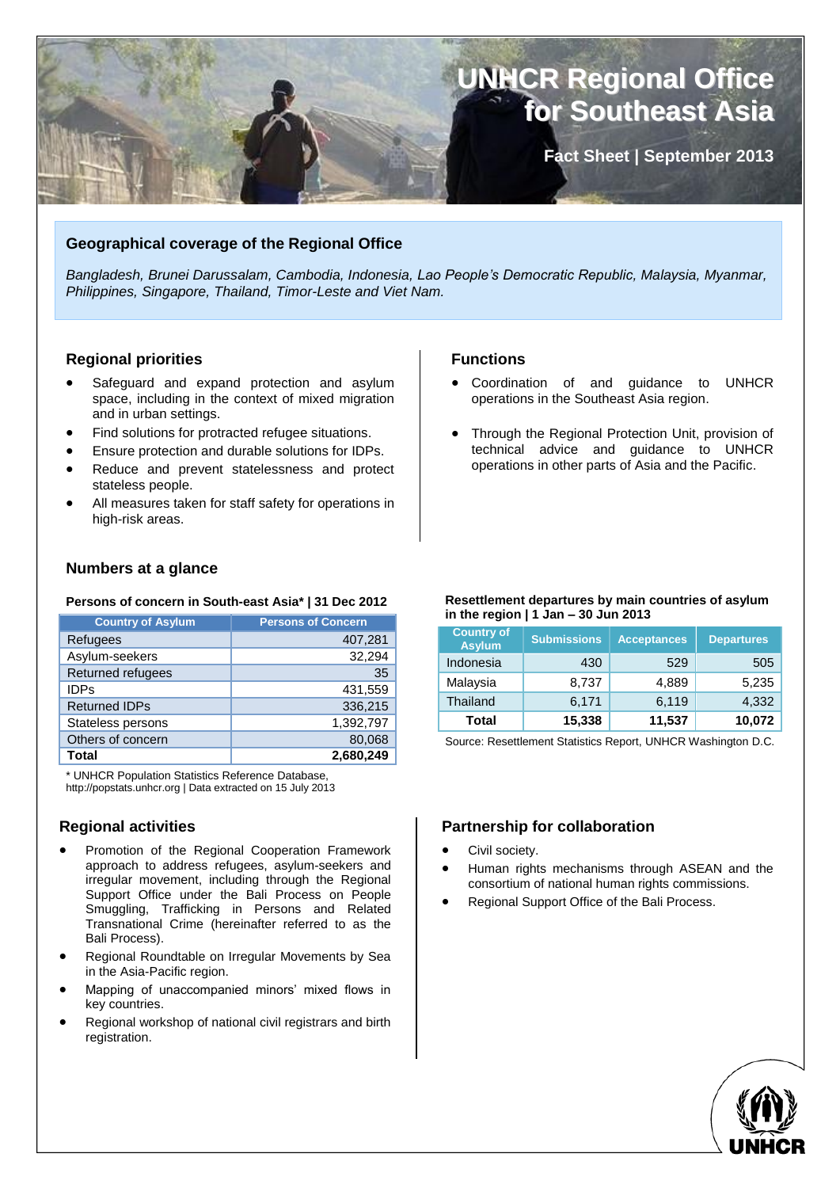# UNHCR Regional Office for Southeast Asia

**Fact Sheet | September 2013**

## Geographical coverage of the Regional Office

*Bangladesh, Brunei Darussalam, Cambodia, Indonesia, Lao People's Democratic Republic, Malaysia, Myanmar, Philippines, Singapore, Thailand, Timor-Leste and Viet Nam.*

## Regional priorities

- Safeguard and expand protection and asylum space, including in the context of mixed migration and in urban settings.
- Find solutions for protracted refugee situations.
- Ensure protection and durable solutions for IDPs.
- Reduce and prevent statelessness and protect stateless people.
- All measures taken for staff safety for operations in high-risk areas.

## Functions

- Coordination of and guidance to UNHCR operations in the Southeast Asia region.
- Through the Regional Protection Unit, provision of technical advice and guidance to UNHCR operations in other parts of Asia and the Pacific.

## Numbers at a glance

**Persons of concern in South-east Asia\* | 31 Dec 2012**

| Country of Asylum | Persons of Concern |
|---|---|
| Refugees | 407,281 |
| Asylum-seekers | 32,294 |
| Returned refugees | 35 |
| IDPs | 431,559 |
| Returned IDPs | 336,215 |
| Stateless persons | 1,392,797 |
| Others of concern | 80,068 |
| **Total** | **2,680,249** |

\* UNHCR Population Statistics Reference Database, http://popstats.unhcr.org | Data extracted on 15 July 2013

**Resettlement departures by main countries of asylum in the region | 1 Jan – 30 Jun 2013**

| Country of Asylum | Submissions | Acceptances | Departures |
|---|---|---|---|
| Indonesia | 430 | 529 | 505 |
| Malaysia | 8,737 | 4,889 | 5,235 |
| Thailand | 6,171 | 6,119 | 4,332 |
| **Total** | **15,338** | **11,537** | **10,072** |

Source: Resettlement Statistics Report, UNHCR Washington D.C.

## Regional activities

- Promotion of the Regional Cooperation Framework approach to address refugees, asylum-seekers and irregular movement, including through the Regional Support Office under the Bali Process on People Smuggling, Trafficking in Persons and Related Transnational Crime (hereinafter referred to as the Bali Process).
- Regional Roundtable on Irregular Movements by Sea in the Asia-Pacific region.
- Mapping of unaccompanied minors' mixed flows in key countries.
- Regional workshop of national civil registrars and birth registration.

## Partnership for collaboration

- Civil society.
- Human rights mechanisms through ASEAN and the consortium of national human rights commissions.
- Regional Support Office of the Bali Process.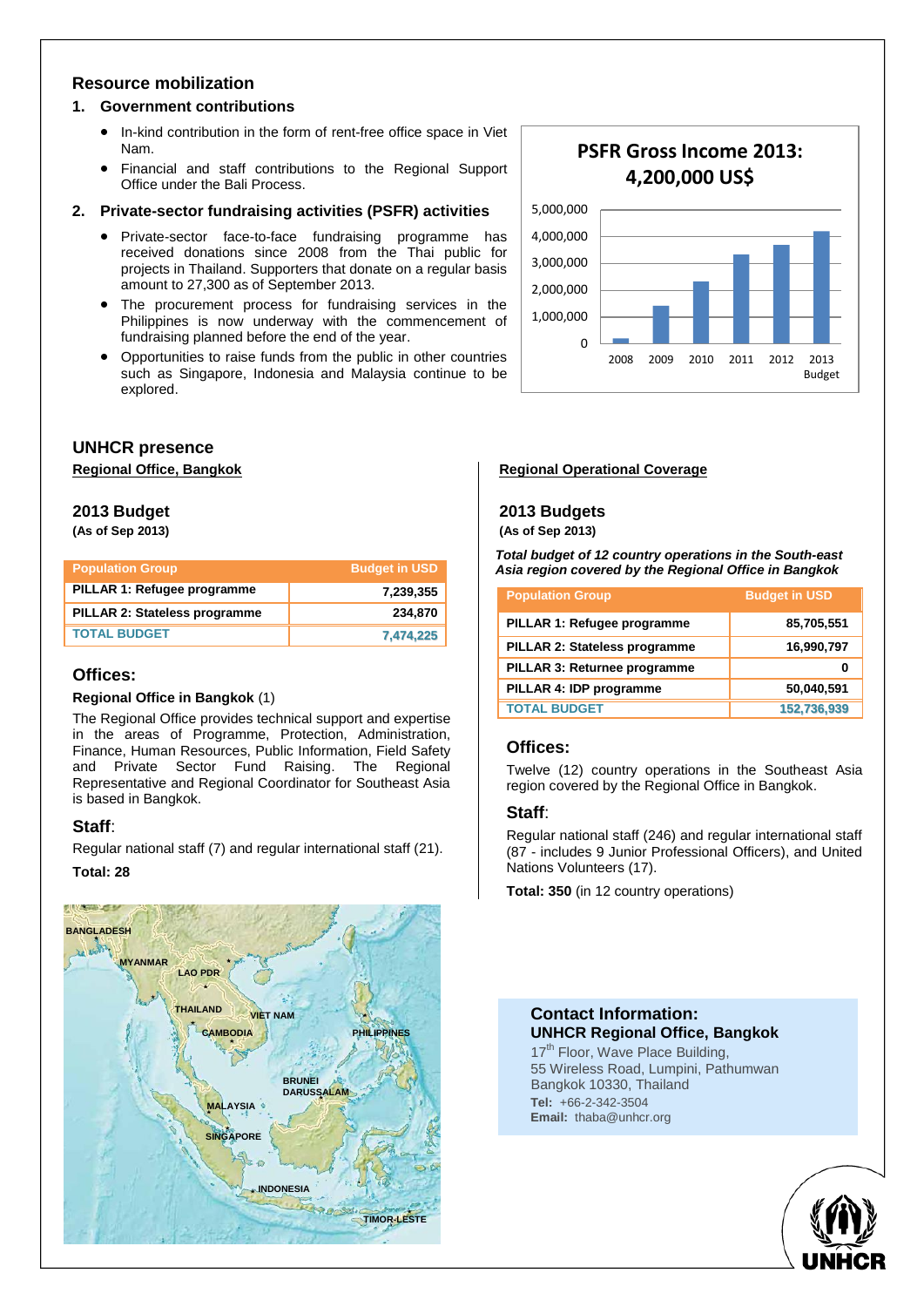## Resource mobilization

### 1. Government contributions

- In-kind contribution in the form of rent-free office space in Viet Nam.
- Financial and staff contributions to the Regional Support Office under the Bali Process.

### 2. Private-sector fundraising activities (PSFR) activities

- Private-sector face-to-face fundraising programme has received donations since 2008 from the Thai public for projects in Thailand. Supporters that donate on a regular basis amount to 27,300 as of September 2013.
- The procurement process for fundraising services in the Philippines is now underway with the commencement of fundraising planned before the end of the year.
- Opportunities to raise funds from the public in other countries such as Singapore, Indonesia and Malaysia continue to be explored.

PSFR Gross Income 2013: 4,200,000 US$

5,000,000
4,000,000
3,000,000
2,000,000
1,000,000
0

2008 2009 2010 2011 2012 2013 Budget

## UNHCR presence

### Regional Office, Bangkok

### 2013 Budget

**(As of Sep 2013)**

| Population Group | Budget in USD |
|---|---|
| PILLAR 1: Refugee programme | 7,239,355 |
| PILLAR 2: Stateless programme | 234,870 |
| TOTAL BUDGET | 7,474,225 |

### Offices:

**Regional Office in Bangkok** (1)

The Regional Office provides technical support and expertise in the areas of Programme, Protection, Administration, Finance, Human Resources, Public Information, Field Safety and Private Sector Fund Raising. The Regional Representative and Regional Coordinator for Southeast Asia is based in Bangkok.

### Staff:

Regular national staff (7) and regular international staff (21).

**Total: 28**

BANGLADESH
MYANMAR
LAO PDR
THAILAND
VIET NAM
CAMBODIA
PHILIPPINES
BRUNEI DARUSSALAM
MALAYSIA
SINGAPORE
INDONESIA
TIMOR-LESTE

### Regional Operational Coverage

### 2013 Budgets

**(As of Sep 2013)**

***Total budget of 12 country operations in the South-east Asia region covered by the Regional Office in Bangkok***

| Population Group | Budget in USD |
|---|---|
| PILLAR 1: Refugee programme | 85,705,551 |
| PILLAR 2: Stateless programme | 16,990,797 |
| PILLAR 3: Returnee programme | 0 |
| PILLAR 4: IDP programme | 50,040,591 |
| TOTAL BUDGET | 152,736,939 |

### Offices:

Twelve (12) country operations in the Southeast Asia region covered by the Regional Office in Bangkok.

### Staff:

Regular national staff (246) and regular international staff (87 - includes 9 Junior Professional Officers), and United Nations Volunteers (17).

**Total: 350** (in 12 country operations)

### Contact Information:

**UNHCR Regional Office, Bangkok**

17th Floor, Wave Place Building,
55 Wireless Road, Lumpini, Pathumwan
Bangkok 10330, Thailand

**Tel:** +66-2-342-3504

**Email:** thaba@unhcr.org

UNHCR